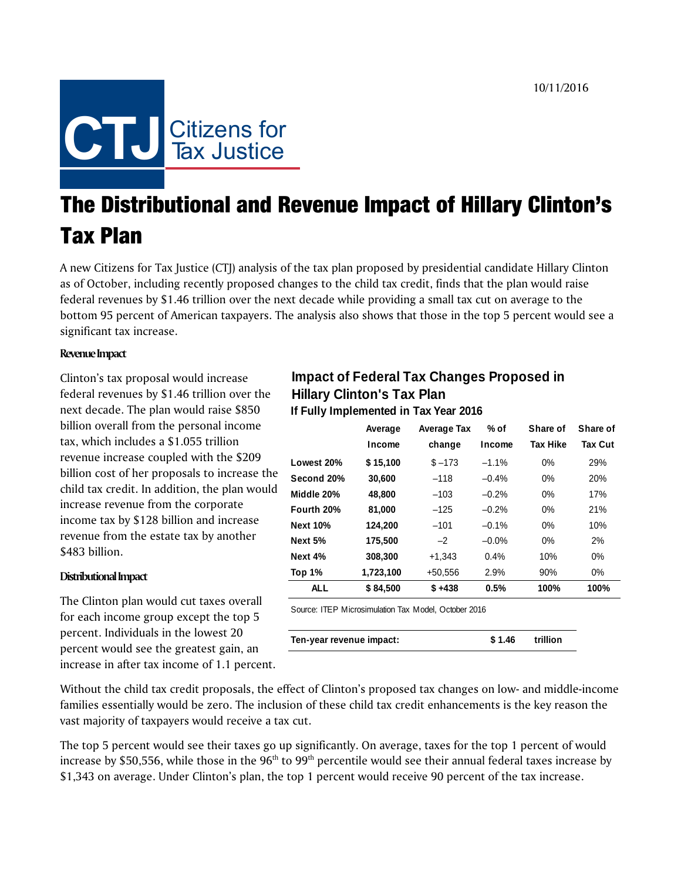10/11/2016

CTJ Citizens for Tax Justice

# The Distributional and Revenue Impact of Hillary Clinton's Tax Plan

A new Citizens for Tax Justice (CTJ) analysis of the tax plan proposed by presidential candidate Hillary Clinton as of October, including recently proposed changes to the child tax credit, finds that the plan would raise federal revenues by $1.46 trillion over the next decade while providing a small tax cut on average to the bottom 95 percent of American taxpayers. The analysis also shows that those in the top 5 percent would see a significant tax increase.

### Revenue Impact

Clinton's tax proposal would increase federal revenues by $1.46 trillion over the next decade. The plan would raise $850 billion overall from the personal income tax, which includes a $1.055 trillion revenue increase coupled with the $209 billion cost of her proposals to increase the child tax credit. In addition, the plan would increase revenue from the corporate income tax by $128 billion and increase revenue from the estate tax by another $483 billion.

### Distributional Impact

The Clinton plan would cut taxes overall for each income group except the top 5 percent. Individuals in the lowest 20 percent would see the greatest gain, an increase in after tax income of 1.1 percent.

**Impact of Federal Tax Changes Proposed in Hillary Clinton's Tax Plan**
**If Fully Implemented in Tax Year 2016**

| | Average Income | Average Tax change | % of Income | Share of Tax Hike | Share of Tax Cut |
|---|---|---|---|---|---|
| **Lowest 20%** | **$ 15,100** | $ –173 | –1.1% | 0% | 29% |
| **Second 20%** | **30,600** | –118 | –0.4% | 0% | 20% |
| **Middle 20%** | **48,800** | –103 | –0.2% | 0% | 17% |
| **Fourth 20%** | **81,000** | –125 | –0.2% | 0% | 21% |
| **Next 10%** | **124,200** | –101 | –0.1% | 0% | 10% |
| **Next 5%** | **175,500** | –2 | –0.0% | 0% | 2% |
| **Next 4%** | **308,300** | +1,343 | 0.4% | 10% | 0% |
| **Top 1%** | **1,723,100** | +50,556 | 2.9% | 90% | 0% |
| **ALL** | **$ 84,500** | **$ +438** | **0.5%** | **100%** | **100%** |

Source: ITEP Microsimulation Tax Model, October 2016

| **Ten-year revenue impact:** | **$ 1.46** | **trillion** |
|---|---|---|

Without the child tax credit proposals, the effect of Clinton's proposed tax changes on low- and middle-income families essentially would be zero. The inclusion of these child tax credit enhancements is the key reason the vast majority of taxpayers would receive a tax cut.

The top 5 percent would see their taxes go up significantly. On average, taxes for the top 1 percent of would increase by $50,556, while those in the 96th to 99th percentile would see their annual federal taxes increase by $1,343 on average. Under Clinton's plan, the top 1 percent would receive 90 percent of the tax increase.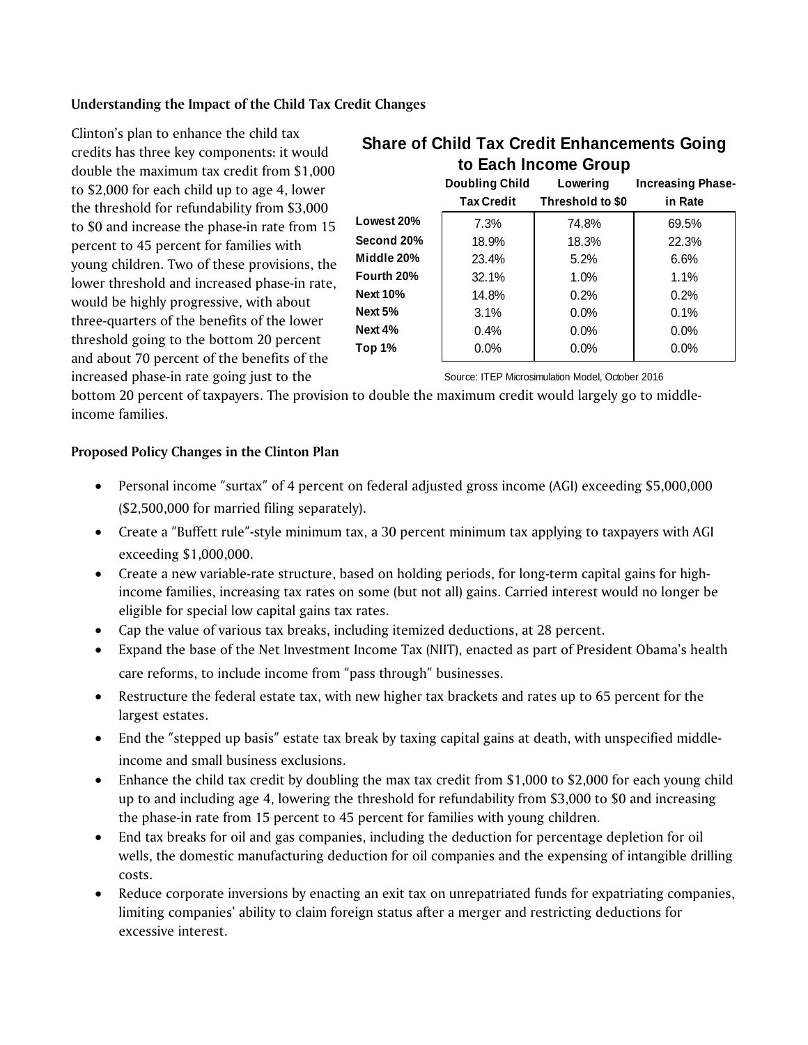**Understanding the Impact of the Child Tax Credit Changes**

Clinton's plan to enhance the child tax credits has three key components: it would double the maximum tax credit from $1,000 to $2,000 for each child up to age 4, lower the threshold for refundability from $3,000 to $0 and increase the phase-in rate from 15 percent to 45 percent for families with young children. Two of these provisions, the lower threshold and increased phase-in rate, would be highly progressive, with about three-quarters of the benefits of the lower threshold going to the bottom 20 percent and about 70 percent of the benefits of the increased phase-in rate going just to the bottom 20 percent of taxpayers. The provision to double the maximum credit would largely go to middle-income families.

**Share of Child Tax Credit Enhancements Going to Each Income Group**

| | Doubling Child Tax Credit | Lowering Threshold to $0 | Increasing Phase-in Rate |
|---|---|---|---|
| Lowest 20% | 7.3% | 74.8% | 69.5% |
| Second 20% | 18.9% | 18.3% | 22.3% |
| Middle 20% | 23.4% | 5.2% | 6.6% |
| Fourth 20% | 32.1% | 1.0% | 1.1% |
| Next 10% | 14.8% | 0.2% | 0.2% |
| Next 5% | 3.1% | 0.0% | 0.1% |
| Next 4% | 0.4% | 0.0% | 0.0% |
| Top 1% | 0.0% | 0.0% | 0.0% |

Source: ITEP Microsimulation Model, October 2016

**Proposed Policy Changes in the Clinton Plan**

- Personal income "surtax" of 4 percent on federal adjusted gross income (AGI) exceeding $5,000,000 ($2,500,000 for married filing separately).
- Create a "Buffett rule"-style minimum tax, a 30 percent minimum tax applying to taxpayers with AGI exceeding $1,000,000.
- Create a new variable-rate structure, based on holding periods, for long-term capital gains for high-income families, increasing tax rates on some (but not all) gains. Carried interest would no longer be eligible for special low capital gains tax rates.
- Cap the value of various tax breaks, including itemized deductions, at 28 percent.
- Expand the base of the Net Investment Income Tax (NIIT), enacted as part of President Obama's health care reforms, to include income from "pass through" businesses.
- Restructure the federal estate tax, with new higher tax brackets and rates up to 65 percent for the largest estates.
- End the "stepped up basis" estate tax break by taxing capital gains at death, with unspecified middle-income and small business exclusions.
- Enhance the child tax credit by doubling the max tax credit from $1,000 to $2,000 for each young child up to and including age 4, lowering the threshold for refundability from $3,000 to $0 and increasing the phase-in rate from 15 percent to 45 percent for families with young children.
- End tax breaks for oil and gas companies, including the deduction for percentage depletion for oil wells, the domestic manufacturing deduction for oil companies and the expensing of intangible drilling costs.
- Reduce corporate inversions by enacting an exit tax on unrepatriated funds for expatriating companies, limiting companies' ability to claim foreign status after a merger and restricting deductions for excessive interest.